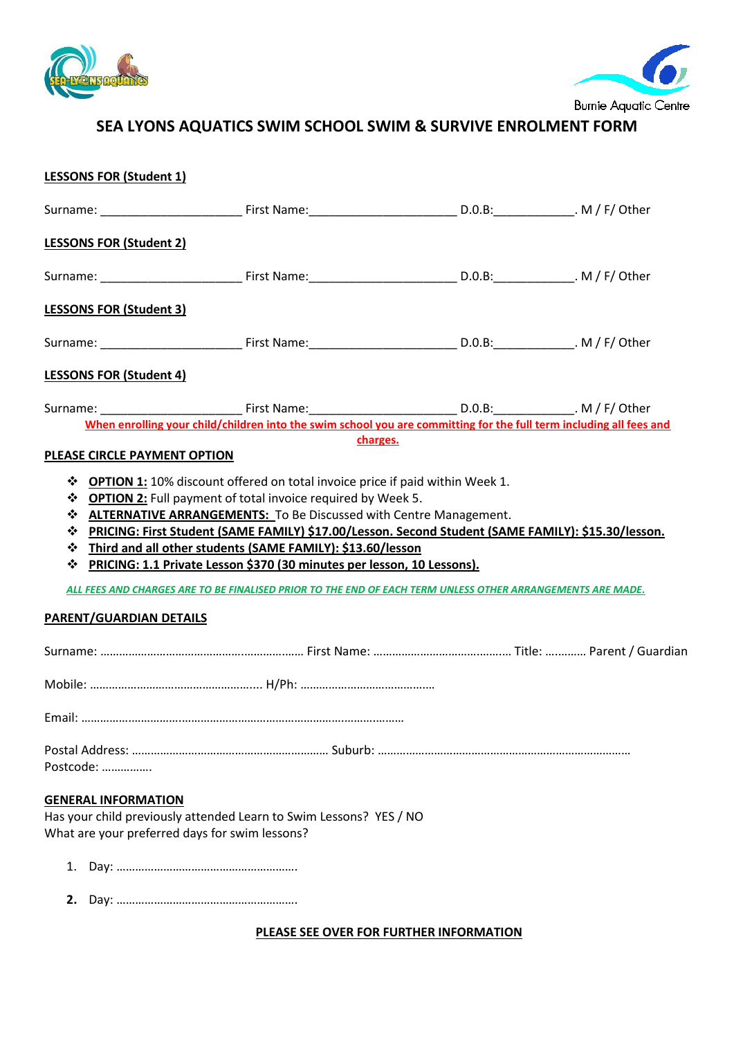# SEA LYONS AQUATICS SWIM SCHOOL SWIM & SURVIVE ENROLMENT FORM

**LESSONS FOR (Student 1)**

Surname: ____________________ First Name:_____________________ D.0.B:___________. M / F/ Other

**LESSONS FOR (Student 2)**

Surname: ____________________ First Name:_____________________ D.0.B:___________. M / F/ Other

**LESSONS FOR (Student 3)**

Surname: ____________________ First Name:_____________________ D.0.B:___________. M / F/ Other

**LESSONS FOR (Student 4)**

Surname: ____________________ First Name:_____________________ D.0.B:___________. M / F/ Other

**When enrolling your child/children into the swim school you are committing for the full term including all fees and charges.**

**PLEASE CIRCLE PAYMENT OPTION**

- **OPTION 1:** 10% discount offered on total invoice price if paid within Week 1.
- **OPTION 2:** Full payment of total invoice required by Week 5.
- **ALTERNATIVE ARRANGEMENTS:** To Be Discussed with Centre Management.
- **PRICING: First Student (SAME FAMILY) $17.00/Lesson. Second Student (SAME FAMILY): $15.30/lesson.**
- **Third and all other students (SAME FAMILY): $13.60/lesson**
- **PRICING: 1.1 Private Lesson $370 (30 minutes per lesson, 10 Lessons).**

***ALL FEES AND CHARGES ARE TO BE FINALISED PRIOR TO THE END OF EACH TERM UNLESS OTHER ARRANGEMENTS ARE MADE.***

**PARENT/GUARDIAN DETAILS**

Surname: …………………………………………………… First Name: …………………………………… Title: ………… Parent / Guardian

Mobile: ……………………………………………... H/Ph: ……………………………………

Email: ………………………………………………………………………………………

Postal Address: ……………………………………………… Suburb: ………………………………………………………………
Postcode: …………….

**GENERAL INFORMATION**

Has your child previously attended Learn to Swim Lessons? YES / NO
What are your preferred days for swim lessons?

1. Day: ……………………………………………….
2. Day: ……………………………………………….

**PLEASE SEE OVER FOR FURTHER INFORMATION**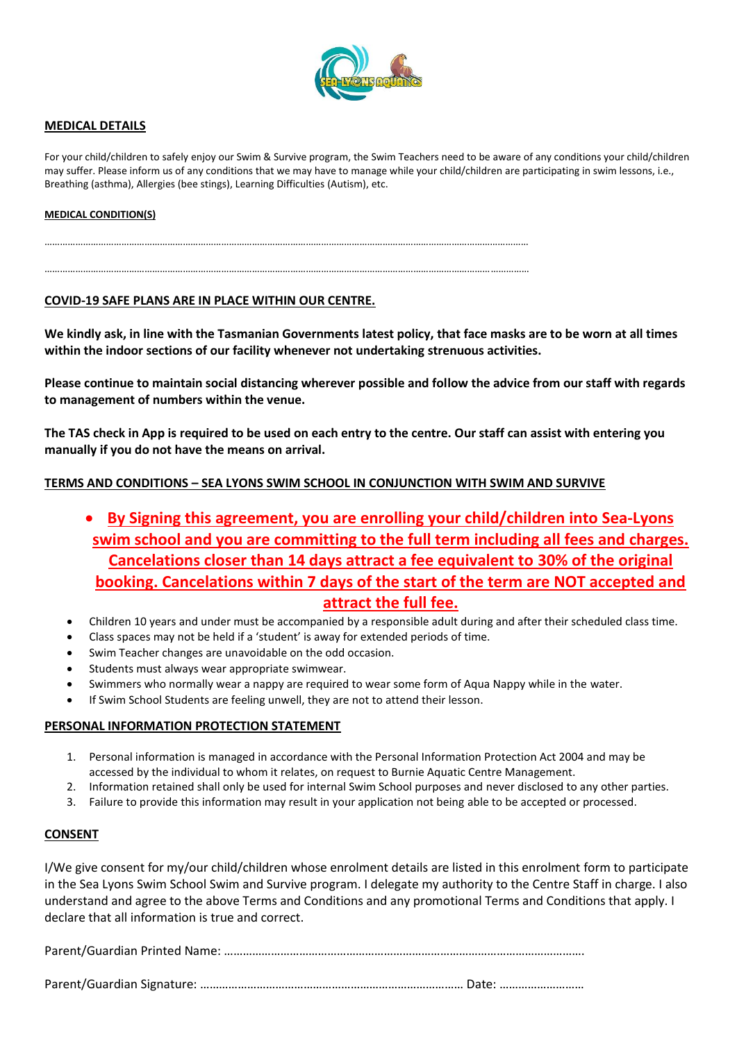## MEDICAL DETAILS

For your child/children to safely enjoy our Swim & Survive program, the Swim Teachers need to be aware of any conditions your child/children may suffer. Please inform us of any conditions that we may have to manage while your child/children are participating in swim lessons, i.e., Breathing (asthma), Allergies (bee stings), Learning Difficulties (Autism), etc.

**MEDICAL CONDITION(S)**

………………………………………………………………………………………………………………………………………………………………………

………………………………………………………………………………………………………………………………………………………………………

## COVID-19 SAFE PLANS ARE IN PLACE WITHIN OUR CENTRE.

**We kindly ask, in line with the Tasmanian Governments latest policy, that face masks are to be worn at all times within the indoor sections of our facility whenever not undertaking strenuous activities.**

**Please continue to maintain social distancing wherever possible and follow the advice from our staff with regards to management of numbers within the venue.**

**The TAS check in App is required to be used on each entry to the centre. Our staff can assist with entering you manually if you do not have the means on arrival.**

## TERMS AND CONDITIONS – SEA LYONS SWIM SCHOOL IN CONJUNCTION WITH SWIM AND SURVIVE

- **By Signing this agreement, you are enrolling your child/children into Sea-Lyons swim school and you are committing to the full term including all fees and charges. Cancelations closer than 14 days attract a fee equivalent to 30% of the original booking. Cancelations within 7 days of the start of the term are NOT accepted and attract the full fee.**
- Children 10 years and under must be accompanied by a responsible adult during and after their scheduled class time.
- Class spaces may not be held if a 'student' is away for extended periods of time.
- Swim Teacher changes are unavoidable on the odd occasion.
- Students must always wear appropriate swimwear.
- Swimmers who normally wear a nappy are required to wear some form of Aqua Nappy while in the water.
- If Swim School Students are feeling unwell, they are not to attend their lesson.

## PERSONAL INFORMATION PROTECTION STATEMENT

1. Personal information is managed in accordance with the Personal Information Protection Act 2004 and may be accessed by the individual to whom it relates, on request to Burnie Aquatic Centre Management.
2. Information retained shall only be used for internal Swim School purposes and never disclosed to any other parties.
3. Failure to provide this information may result in your application not being able to be accepted or processed.

## CONSENT

I/We give consent for my/our child/children whose enrolment details are listed in this enrolment form to participate in the Sea Lyons Swim School Swim and Survive program. I delegate my authority to the Centre Staff in charge. I also understand and agree to the above Terms and Conditions and any promotional Terms and Conditions that apply. I declare that all information is true and correct.

Parent/Guardian Printed Name: …………………………………………………………………………………………………….

Parent/Guardian Signature: ………………………………………………………………………… Date: ………………………